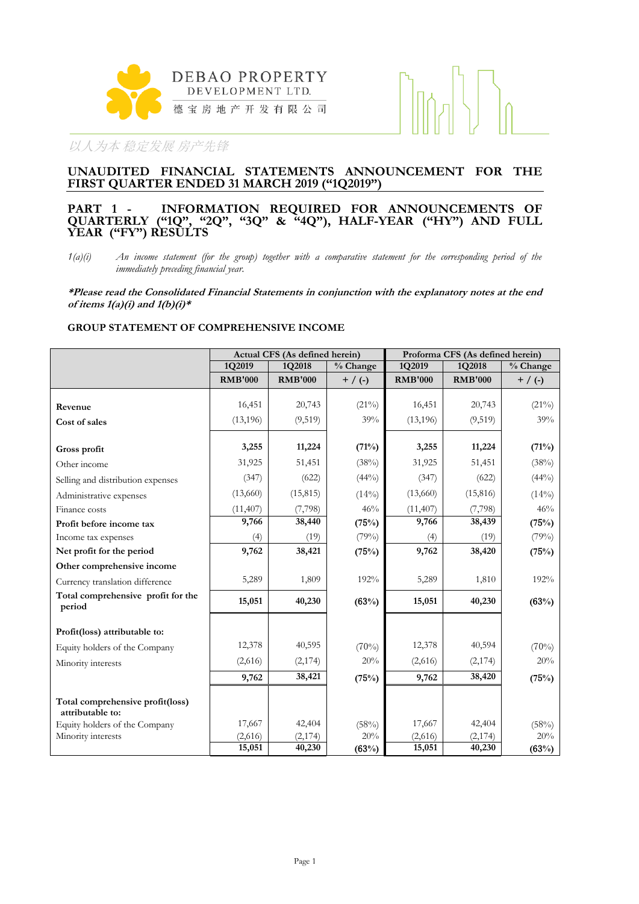DEBAO PROPERTY DEVELOPMENT LTD.
德宝房地产开发有限公司

以人为本 稳定发展 房产先锋

# UNAUDITED FINANCIAL STATEMENTS ANNOUNCEMENT FOR THE FIRST QUARTER ENDED 31 MARCH 2019 ("1Q2019")

## PART 1 - INFORMATION REQUIRED FOR ANNOUNCEMENTS OF QUARTERLY ("1Q", "2Q", "3Q" & "4Q"), HALF-YEAR ("HY") AND FULL YEAR ("FY") RESULTS

*1(a)(i) An income statement (for the group) together with a comparative statement for the corresponding period of the immediately preceding financial year.*

***Please read the Consolidated Financial Statements in conjunction with the explanatory notes at the end of items 1(a)(i) and 1(b)(i)***

**GROUP STATEMENT OF COMPREHENSIVE INCOME**

| | Actual CFS (As defined herein) | | | Proforma CFS (As defined herein) | | |
|---|---|---|---|---|---|---|
| | 1Q2019 | 1Q2018 | % Change | 1Q2019 | 1Q2018 | % Change |
| | RMB'000 | RMB'000 | + / (-) | RMB'000 | RMB'000 | + / (-) |
| Revenue | 16,451 | 20,743 | (21%) | 16,451 | 20,743 | (21%) |
| Cost of sales | (13,196) | (9,519) | 39% | (13,196) | (9,519) | 39% |
| **Gross profit** | **3,255** | **11,224** | **(71%)** | **3,255** | **11,224** | **(71%)** |
| Other income | 31,925 | 51,451 | (38%) | 31,925 | 51,451 | (38%) |
| Selling and distribution expenses | (347) | (622) | (44%) | (347) | (622) | (44%) |
| Administrative expenses | (13,660) | (15,815) | (14%) | (13,660) | (15,816) | (14%) |
| Finance costs | (11,407) | (7,798) | 46% | (11,407) | (7,798) | 46% |
| **Profit before income tax** | **9,766** | **38,440** | **(75%)** | **9,766** | **38,439** | **(75%)** |
| Income tax expenses | (4) | (19) | (79%) | (4) | (19) | (79%) |
| **Net profit for the period** | **9,762** | **38,421** | **(75%)** | **9,762** | **38,420** | **(75%)** |
| **Other comprehensive income** | | | | | | |
| Currency translation difference | 5,289 | 1,809 | 192% | 5,289 | 1,810 | 192% |
| **Total comprehensive profit for the period** | **15,051** | **40,230** | **(63%)** | **15,051** | **40,230** | **(63%)** |
| **Profit(loss) attributable to:** | | | | | | |
| Equity holders of the Company | 12,378 | 40,595 | (70%) | 12,378 | 40,594 | (70%) |
| Minority interests | (2,616) | (2,174) | 20% | (2,616) | (2,174) | 20% |
| | **9,762** | **38,421** | **(75%)** | **9,762** | **38,420** | **(75%)** |
| **Total comprehensive profit(loss) attributable to:** | | | | | | |
| Equity holders of the Company | 17,667 | 42,404 | (58%) | 17,667 | 42,404 | (58%) |
| Minority interests | (2,616) | (2,174) | 20% | (2,616) | (2,174) | 20% |
| | **15,051** | **40,230** | **(63%)** | **15,051** | **40,230** | **(63%)** |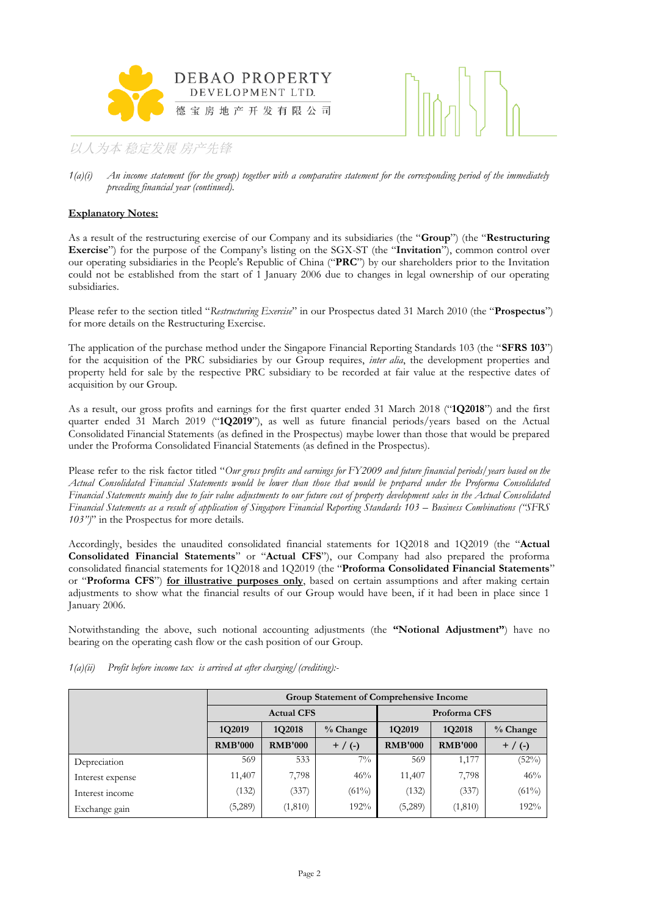*1(a)(i) An income statement (for the group) together with a comparative statement for the corresponding period of the immediately preceding financial year (continued).*

**Explanatory Notes:**

As a result of the restructuring exercise of our Company and its subsidiaries (the "**Group**") (the "**Restructuring Exercise**") for the purpose of the Company's listing on the SGX-ST (the "**Invitation**"), common control over our operating subsidiaries in the People's Republic of China ("**PRC**") by our shareholders prior to the Invitation could not be established from the start of 1 January 2006 due to changes in legal ownership of our operating subsidiaries.

Please refer to the section titled "*Restructuring Exercise*" in our Prospectus dated 31 March 2010 (the "**Prospectus**") for more details on the Restructuring Exercise.

The application of the purchase method under the Singapore Financial Reporting Standards 103 (the "**SFRS 103**") for the acquisition of the PRC subsidiaries by our Group requires, *inter alia*, the development properties and property held for sale by the respective PRC subsidiary to be recorded at fair value at the respective dates of acquisition by our Group.

As a result, our gross profits and earnings for the first quarter ended 31 March 2018 ("**1Q2018**") and the first quarter ended 31 March 2019 ("**1Q2019**"), as well as future financial periods/years based on the Actual Consolidated Financial Statements (as defined in the Prospectus) maybe lower than those that would be prepared under the Proforma Consolidated Financial Statements (as defined in the Prospectus).

Please refer to the risk factor titled "*Our gross profits and earnings for FY2009 and future financial periods/years based on the Actual Consolidated Financial Statements would be lower than those that would be prepared under the Proforma Consolidated Financial Statements mainly due to fair value adjustments to our future cost of property development sales in the Actual Consolidated Financial Statements as a result of application of Singapore Financial Reporting Standards 103 – Business Combinations ("SFRS 103")*" in the Prospectus for more details.

Accordingly, besides the unaudited consolidated financial statements for 1Q2018 and 1Q2019 (the "**Actual Consolidated Financial Statements**" or "**Actual CFS**"), our Company had also prepared the proforma consolidated financial statements for 1Q2018 and 1Q2019 (the "**Proforma Consolidated Financial Statements**" or "**Proforma CFS**") **<u>for illustrative purposes only</u>**, based on certain assumptions and after making certain adjustments to show what the financial results of our Group would have been, if it had been in place since 1 January 2006.

Notwithstanding the above, such notional accounting adjustments (the **"Notional Adjustment"**) have no bearing on the operating cash flow or the cash position of our Group.

*1(a)(ii) Profit before income tax is arrived at after charging/(crediting):-*

| | Group Statement of Comprehensive Income | | | | | |
|---|---|---|---|---|---|---|
| | Actual CFS | | | Proforma CFS | | |
| | 1Q2019 | 1Q2018 | % Change | 1Q2019 | 1Q2018 | % Change |
| | RMB'000 | RMB'000 | + / (-) | RMB'000 | RMB'000 | + / (-) |
| Depreciation | 569 | 533 | 7% | 569 | 1,177 | (52%) |
| Interest expense | 11,407 | 7,798 | 46% | 11,407 | 7,798 | 46% |
| Interest income | (132) | (337) | (61%) | (132) | (337) | (61%) |
| Exchange gain | (5,289) | (1,810) | 192% | (5,289) | (1,810) | 192% |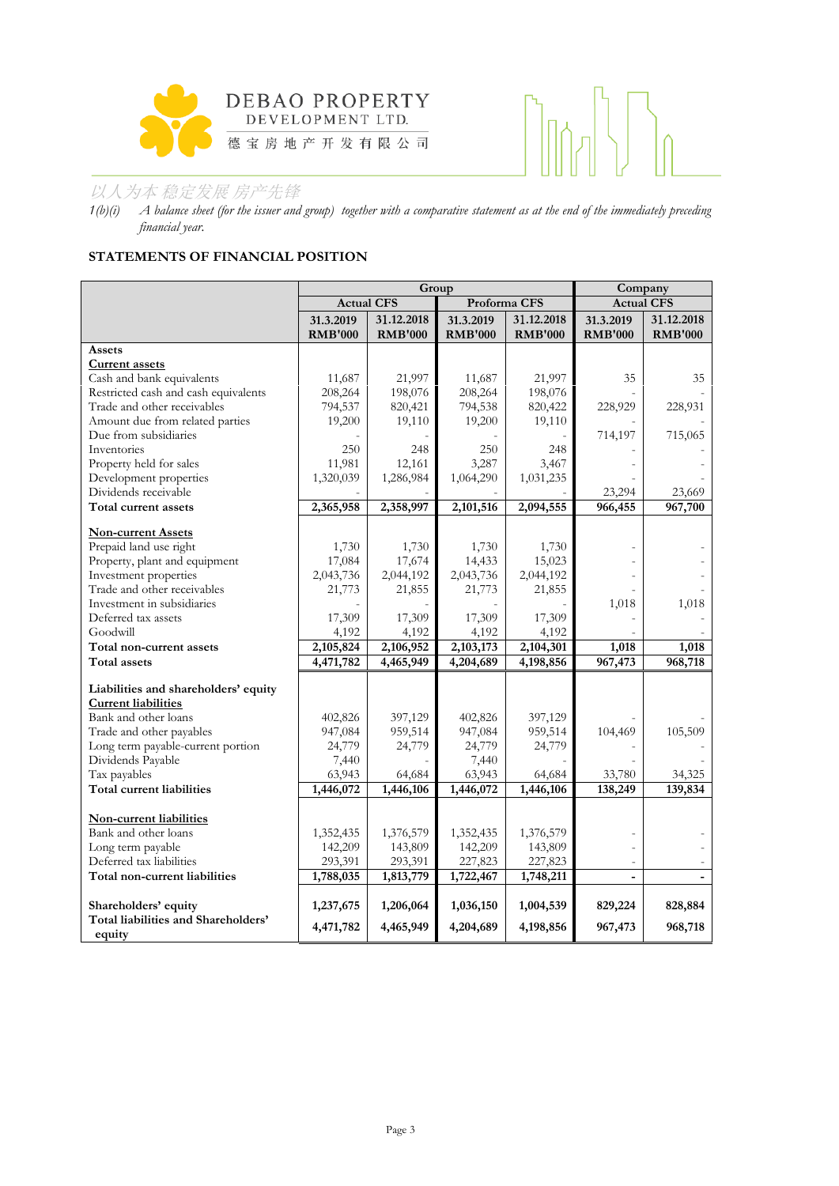1(b)(i) *A balance sheet (for the issuer and group) together with a comparative statement as at the end of the immediately preceding financial year.*

**STATEMENTS OF FINANCIAL POSITION**

| | Group | | | | Company | |
|---|---|---|---|---|---|---|
| | Actual CFS | | Proforma CFS | | Actual CFS | |
| | 31.3.2019 RMB'000 | 31.12.2018 RMB'000 | 31.3.2019 RMB'000 | 31.12.2018 RMB'000 | 31.3.2019 RMB'000 | 31.12.2018 RMB'000 |
| **Assets** | | | | | | |
| **Current assets** | | | | | | |
| Cash and bank equivalents | 11,687 | 21,997 | 11,687 | 21,997 | 35 | 35 |
| Restricted cash and cash equivalents | 208,264 | 198,076 | 208,264 | 198,076 | - | - |
| Trade and other receivables | 794,537 | 820,421 | 794,538 | 820,422 | 228,929 | 228,931 |
| Amount due from related parties | 19,200 | 19,110 | 19,200 | 19,110 | - | - |
| Due from subsidiaries | - | - | - | - | 714,197 | 715,065 |
| Inventories | 250 | 248 | 250 | 248 | - | - |
| Property held for sales | 11,981 | 12,161 | 3,287 | 3,467 | - | - |
| Development properties | 1,320,039 | 1,286,984 | 1,064,290 | 1,031,235 | - | - |
| Dividends receivable | - | - | - | - | 23,294 | 23,669 |
| **Total current assets** | **2,365,958** | **2,358,997** | **2,101,516** | **2,094,555** | **966,455** | **967,700** |
| **Non-current Assets** | | | | | | |
| Prepaid land use right | 1,730 | 1,730 | 1,730 | 1,730 | - | - |
| Property, plant and equipment | 17,084 | 17,674 | 14,433 | 15,023 | - | - |
| Investment properties | 2,043,736 | 2,044,192 | 2,043,736 | 2,044,192 | - | - |
| Trade and other receivables | 21,773 | 21,855 | 21,773 | 21,855 | - | - |
| Investment in subsidiaries | - | - | - | - | 1,018 | 1,018 |
| Deferred tax assets | 17,309 | 17,309 | 17,309 | 17,309 | - | - |
| Goodwill | 4,192 | 4,192 | 4,192 | 4,192 | - | - |
| **Total non-current assets** | **2,105,824** | **2,106,952** | **2,103,173** | **2,104,301** | **1,018** | **1,018** |
| **Total assets** | **4,471,782** | **4,465,949** | **4,204,689** | **4,198,856** | **967,473** | **968,718** |
| **Liabilities and shareholders' equity** | | | | | | |
| **Current liabilities** | | | | | | |
| Bank and other loans | 402,826 | 397,129 | 402,826 | 397,129 | - | - |
| Trade and other payables | 947,084 | 959,514 | 947,084 | 959,514 | 104,469 | 105,509 |
| Long term payable-current portion | 24,779 | 24,779 | 24,779 | 24,779 | - | - |
| Dividends Payable | 7,440 | - | 7,440 | - | - | - |
| Tax payables | 63,943 | 64,684 | 63,943 | 64,684 | 33,780 | 34,325 |
| **Total current liabilities** | **1,446,072** | **1,446,106** | **1,446,072** | **1,446,106** | **138,249** | **139,834** |
| **Non-current liabilities** | | | | | | |
| Bank and other loans | 1,352,435 | 1,376,579 | 1,352,435 | 1,376,579 | - | - |
| Long term payable | 142,209 | 143,809 | 142,209 | 143,809 | - | - |
| Deferred tax liabilities | 293,391 | 293,391 | 227,823 | 227,823 | - | - |
| **Total non-current liabilities** | **1,788,035** | **1,813,779** | **1,722,467** | **1,748,211** | **-** | **-** |
| **Shareholders' equity** | **1,237,675** | **1,206,064** | **1,036,150** | **1,004,539** | **829,224** | **828,884** |
| **Total liabilities and Shareholders' equity** | **4,471,782** | **4,465,949** | **4,204,689** | **4,198,856** | **967,473** | **968,718** |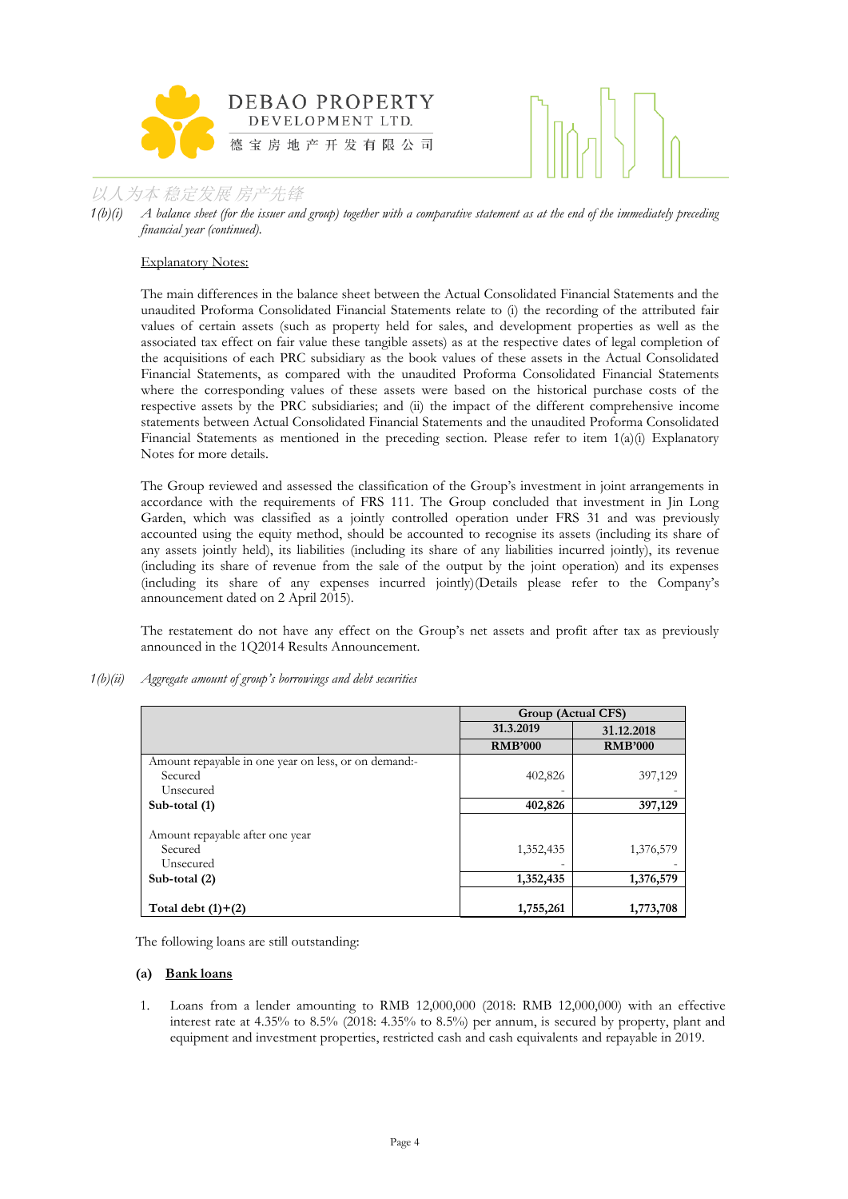1(b)(i) *A balance sheet (for the issuer and group) together with a comparative statement as at the end of the immediately preceding financial year (continued).*

Explanatory Notes:

The main differences in the balance sheet between the Actual Consolidated Financial Statements and the unaudited Proforma Consolidated Financial Statements relate to (i) the recording of the attributed fair values of certain assets (such as property held for sales, and development properties as well as the associated tax effect on fair value these tangible assets) as at the respective dates of legal completion of the acquisitions of each PRC subsidiary as the book values of these assets in the Actual Consolidated Financial Statements, as compared with the unaudited Proforma Consolidated Financial Statements where the corresponding values of these assets were based on the historical purchase costs of the respective assets by the PRC subsidiaries; and (ii) the impact of the different comprehensive income statements between Actual Consolidated Financial Statements and the unaudited Proforma Consolidated Financial Statements as mentioned in the preceding section. Please refer to item 1(a)(i) Explanatory Notes for more details.

The Group reviewed and assessed the classification of the Group's investment in joint arrangements in accordance with the requirements of FRS 111. The Group concluded that investment in Jin Long Garden, which was classified as a jointly controlled operation under FRS 31 and was previously accounted using the equity method, should be accounted to recognise its assets (including its share of any assets jointly held), its liabilities (including its share of any liabilities incurred jointly), its revenue (including its share of revenue from the sale of the output by the joint operation) and its expenses (including its share of any expenses incurred jointly)(Details please refer to the Company's announcement dated on 2 April 2015).

The restatement do not have any effect on the Group's net assets and profit after tax as previously announced in the 1Q2014 Results Announcement.

1(b)(ii) *Aggregate amount of group's borrowings and debt securities*

| | Group (Actual CFS) | |
|---|---|---|
| | 31.3.2019 | 31.12.2018 |
| | RMB'000 | RMB'000 |
| Amount repayable in one year on less, or on demand:- | | |
| Secured | 402,826 | 397,129 |
| Unsecured | - | - |
| **Sub-total (1)** | **402,826** | **397,129** |
| | | |
| Amount repayable after one year | | |
| Secured | 1,352,435 | 1,376,579 |
| Unsecured | - | - |
| **Sub-total (2)** | **1,352,435** | **1,376,579** |
| | | |
| **Total debt (1)+(2)** | **1,755,261** | **1,773,708** |

The following loans are still outstanding:

**(a) Bank loans**

1. Loans from a lender amounting to RMB 12,000,000 (2018: RMB 12,000,000) with an effective interest rate at 4.35% to 8.5% (2018: 4.35% to 8.5%) per annum, is secured by property, plant and equipment and investment properties, restricted cash and cash equivalents and repayable in 2019.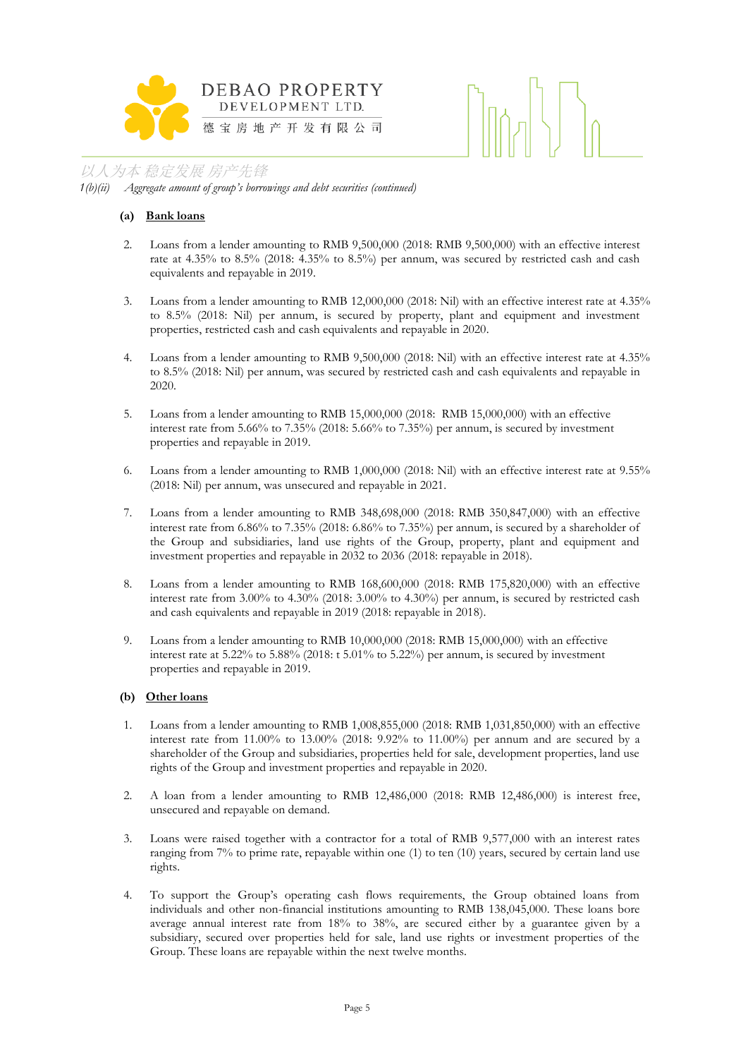1(b)(ii) *Aggregate amount of group's borrowings and debt securities (continued)*

**(a) Bank loans**

2. Loans from a lender amounting to RMB 9,500,000 (2018: RMB 9,500,000) with an effective interest rate at 4.35% to 8.5% (2018: 4.35% to 8.5%) per annum, was secured by restricted cash and cash equivalents and repayable in 2019.

3. Loans from a lender amounting to RMB 12,000,000 (2018: Nil) with an effective interest rate at 4.35% to 8.5% (2018: Nil) per annum, is secured by property, plant and equipment and investment properties, restricted cash and cash equivalents and repayable in 2020.

4. Loans from a lender amounting to RMB 9,500,000 (2018: Nil) with an effective interest rate at 4.35% to 8.5% (2018: Nil) per annum, was secured by restricted cash and cash equivalents and repayable in 2020.

5. Loans from a lender amounting to RMB 15,000,000 (2018: RMB 15,000,000) with an effective interest rate from 5.66% to 7.35% (2018: 5.66% to 7.35%) per annum, is secured by investment properties and repayable in 2019.

6. Loans from a lender amounting to RMB 1,000,000 (2018: Nil) with an effective interest rate at 9.55% (2018: Nil) per annum, was unsecured and repayable in 2021.

7. Loans from a lender amounting to RMB 348,698,000 (2018: RMB 350,847,000) with an effective interest rate from 6.86% to 7.35% (2018: 6.86% to 7.35%) per annum, is secured by a shareholder of the Group and subsidiaries, land use rights of the Group, property, plant and equipment and investment properties and repayable in 2032 to 2036 (2018: repayable in 2018).

8. Loans from a lender amounting to RMB 168,600,000 (2018: RMB 175,820,000) with an effective interest rate from 3.00% to 4.30% (2018: 3.00% to 4.30%) per annum, is secured by restricted cash and cash equivalents and repayable in 2019 (2018: repayable in 2018).

9. Loans from a lender amounting to RMB 10,000,000 (2018: RMB 15,000,000) with an effective interest rate at 5.22% to 5.88% (2018: t 5.01% to 5.22%) per annum, is secured by investment properties and repayable in 2019.

**(b) Other loans**

1. Loans from a lender amounting to RMB 1,008,855,000 (2018: RMB 1,031,850,000) with an effective interest rate from 11.00% to 13.00% (2018: 9.92% to 11.00%) per annum and are secured by a shareholder of the Group and subsidiaries, properties held for sale, development properties, land use rights of the Group and investment properties and repayable in 2020.

2. A loan from a lender amounting to RMB 12,486,000 (2018: RMB 12,486,000) is interest free, unsecured and repayable on demand.

3. Loans were raised together with a contractor for a total of RMB 9,577,000 with an interest rates ranging from 7% to prime rate, repayable within one (1) to ten (10) years, secured by certain land use rights.

4. To support the Group's operating cash flows requirements, the Group obtained loans from individuals and other non-financial institutions amounting to RMB 138,045,000. These loans bore average annual interest rate from 18% to 38%, are secured either by a guarantee given by a subsidiary, secured over properties held for sale, land use rights or investment properties of the Group. These loans are repayable within the next twelve months.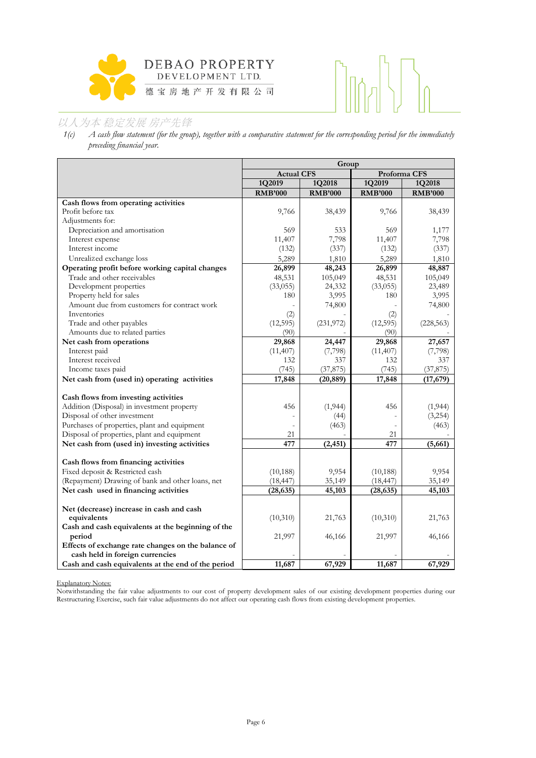1(c) *A cash flow statement (for the group), together with a comparative statement for the corresponding period for the immediately preceding financial year.*

| | Group | | | |
|---|---|---|---|---|
| | Actual CFS | | Proforma CFS | |
| | 1Q2019 | 1Q2018 | 1Q2019 | 1Q2018 |
| | RMB'000 | RMB'000 | RMB'000 | RMB'000 |
| **Cash flows from operating activities** | | | | |
| Profit before tax | 9,766 | 38,439 | 9,766 | 38,439 |
| Adjustments for: | | | | |
| Depreciation and amortisation | 569 | 533 | 569 | 1,177 |
| Interest expense | 11,407 | 7,798 | 11,407 | 7,798 |
| Interest income | (132) | (337) | (132) | (337) |
| Unrealized exchange loss | 5,289 | 1,810 | 5,289 | 1,810 |
| **Operating profit before working capital changes** | **26,899** | **48,243** | **26,899** | **48,887** |
| Trade and other receivables | 48,531 | 105,049 | 48,531 | 105,049 |
| Development properties | (33,055) | 24,332 | (33,055) | 23,489 |
| Property held for sales | 180 | 3,995 | 180 | 3,995 |
| Amount due from customers for contract work | - | 74,800 | - | 74,800 |
| Inventories | (2) | - | (2) | - |
| Trade and other payables | (12,595) | (231,972) | (12,595) | (228,563) |
| Amounts due to related parties | (90) | - | (90) | - |
| **Net cash from operations** | **29,868** | **24,447** | **29,868** | **27,657** |
| Interest paid | (11,407) | (7,798) | (11,407) | (7,798) |
| Interest received | 132 | 337 | 132 | 337 |
| Income taxes paid | (745) | (37,875) | (745) | (37,875) |
| **Net cash from (used in) operating activities** | **17,848** | **(20,889)** | **17,848** | **(17,679)** |
| | | | | |
| **Cash flows from investing activities** | | | | |
| Addition (Disposal) in investment property | 456 | (1,944) | 456 | (1,944) |
| Disposal of other investment | - | (44) | - | (3,254) |
| Purchases of properties, plant and equipment | - | (463) | - | (463) |
| Disposal of properties, plant and equipment | 21 | - | 21 | - |
| **Net cash from (used in) investing activities** | **477** | **(2,451)** | **477** | **(5,661)** |
| | | | | |
| **Cash flows from financing activities** | | | | |
| Fixed deposit & Restricted cash | (10,188) | 9,954 | (10,188) | 9,954 |
| (Repayment) Drawing of bank and other loans, net | (18,447) | 35,149 | (18,447) | 35,149 |
| **Net cash used in financing activities** | **(28,635)** | **45,103** | **(28,635)** | **45,103** |
| | | | | |
| **Net (decrease) increase in cash and cash equivalents** | (10,310) | 21,763 | (10,310) | 21,763 |
| **Cash and cash equivalents at the beginning of the period** | 21,997 | 46,166 | 21,997 | 46,166 |
| **Effects of exchange rate changes on the balance of cash held in foreign currencies** | - | - | - | - |
| **Cash and cash equivalents at the end of the period** | **11,687** | **67,929** | **11,687** | **67,929** |

Explanatory Notes:

Notwithstanding the fair value adjustments to our cost of property development sales of our existing development properties during our Restructuring Exercise, such fair value adjustments do not affect our operating cash flows from existing development properties.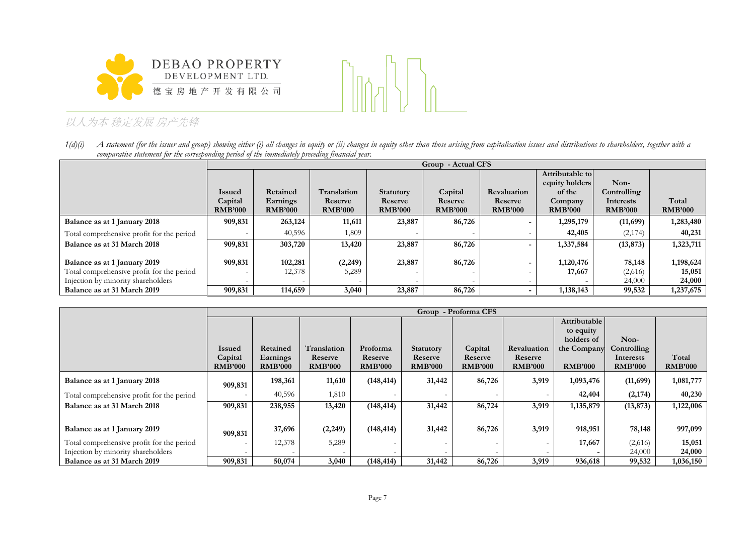以人为本 稳定发展 房产先锋

*1(d)(i) A statement (for the issuer and group) showing either (i) all changes in equity or (ii) changes in equity other than those arising from capitalisation issues and distributions to shareholders, together with a comparative statement for the corresponding period of the immediately preceding financial year.*

| | Group - Actual CFS | | | | | | | | |
|---|---|---|---|---|---|---|---|---|---|
| | **Issued Capital RMB'000** | **Retained Earnings RMB'000** | **Translation Reserve RMB'000** | **Statutory Reserve RMB'000** | **Capital Reserve RMB'000** | **Revaluation Reserve RMB'000** | **Attributable to equity holders of the Company RMB'000** | **Non-Controlling Interests RMB'000** | **Total RMB'000** |
| **Balance as at 1 January 2018** | **909,831** | **263,124** | **11,611** | **23,887** | **86,726** | **-** | **1,295,179** | **(11,699)** | **1,283,480** |
| Total comprehensive profit for the period | - | 40,596 | 1,809 | - | - | - | **42,405** | (2,174) | **40,231** |
| **Balance as at 31 March 2018** | **909,831** | **303,720** | **13,420** | **23,887** | **86,726** | **-** | **1,337,584** | **(13,873)** | **1,323,711** |
| **Balance as at 1 January 2019** | **909,831** | **102,281** | **(2,249)** | **23,887** | **86,726** | **-** | **1,120,476** | **78,148** | **1,198,624** |
| Total comprehensive profit for the period | - | 12,378 | 5,289 | - | - | - | **17,667** | (2,616) | **15,051** |
| Injection by minority shareholders | - | - | - | - | - | - | **-** | 24,000 | **24,000** |
| **Balance as at 31 March 2019** | **909,831** | **114,659** | **3,040** | **23,887** | **86,726** | **-** | **1,138,143** | **99,532** | **1,237,675** |

| | Group - Proforma CFS | | | | | | | | | |
|---|---|---|---|---|---|---|---|---|---|---|
| | **Issued Capital RMB'000** | **Retained Earnings RMB'000** | **Translation Reserve RMB'000** | **Proforma Reserve RMB'000** | **Statutory Reserve RMB'000** | **Capital Reserve RMB'000** | **Revaluation Reserve RMB'000** | **Attributable to equity holders of the Company RMB'000** | **Non-Controlling Interests RMB'000** | **Total RMB'000** |
| **Balance as at 1 January 2018** | **909,831** | **198,361** | **11,610** | **(148,414)** | **31,442** | **86,726** | **3,919** | **1,093,476** | **(11,699)** | **1,081,777** |
| Total comprehensive profit for the period | - | 40,596 | 1,810 | - | - | - | - | **42,404** | **(2,174)** | **40,230** |
| **Balance as at 31 March 2018** | **909,831** | **238,955** | **13,420** | **(148,414)** | **31,442** | **86,724** | **3,919** | **1,135,879** | **(13,873)** | **1,122,006** |
| **Balance as at 1 January 2019** | **909,831** | **37,696** | **(2,249)** | **(148,414)** | **31,442** | **86,726** | **3,919** | **918,951** | **78,148** | **997,099** |
| Total comprehensive profit for the period | - | 12,378 | 5,289 | - | - | - | - | **17,667** | (2,616) | **15,051** |
| Injection by minority shareholders | - | - | - | - | - | - | - | **-** | 24,000 | **24,000** |
| **Balance as at 31 March 2019** | **909,831** | **50,074** | **3,040** | **(148,414)** | **31,442** | **86,726** | **3,919** | **936,618** | **99,532** | **1,036,150** |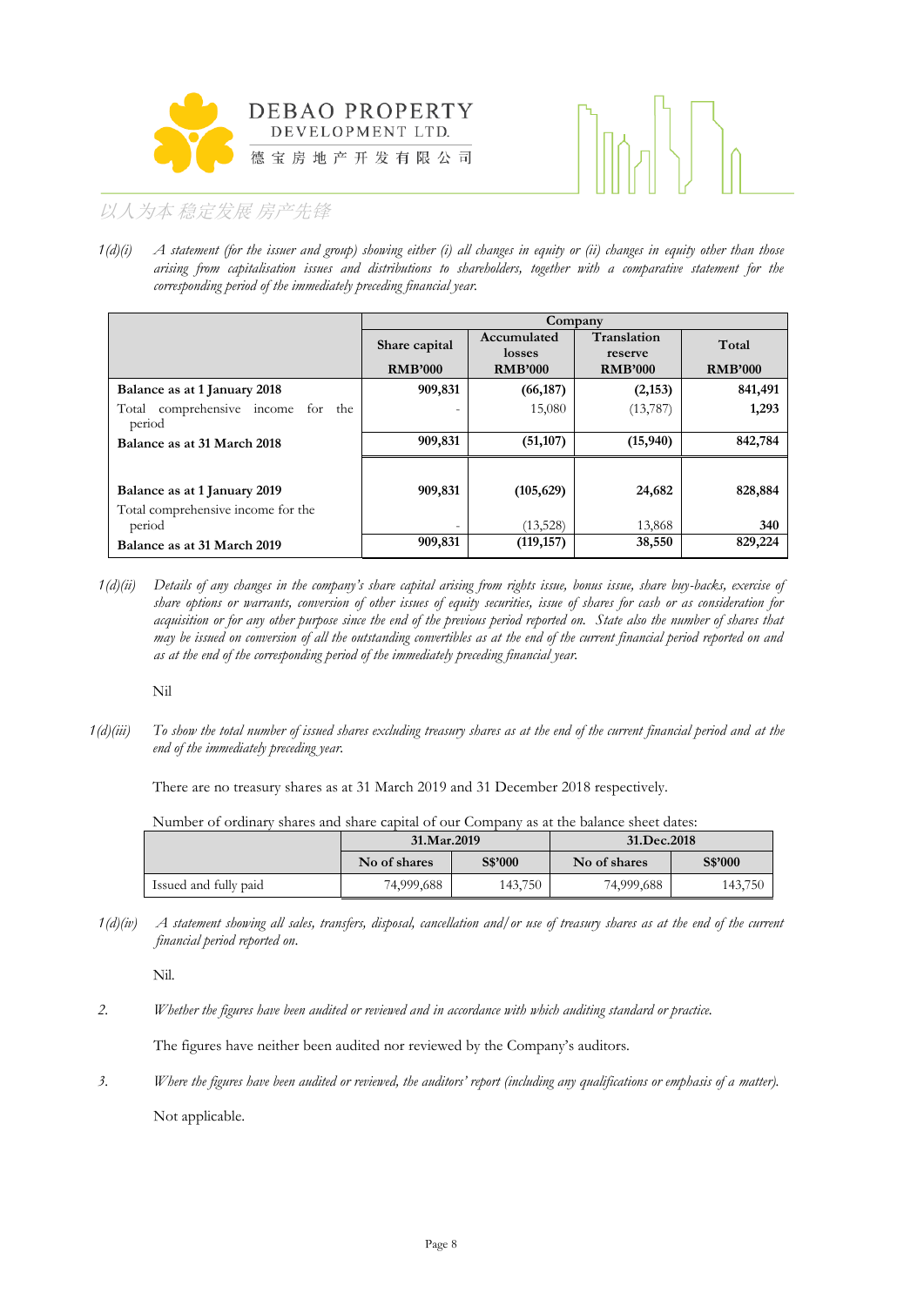1(d)(i) *A statement (for the issuer and group) showing either (i) all changes in equity or (ii) changes in equity other than those arising from capitalisation issues and distributions to shareholders, together with a comparative statement for the corresponding period of the immediately preceding financial year.*

| | Company | | | |
|---|---|---|---|---|
| | Share capital | Accumulated losses | Translation reserve | Total |
| | RMB'000 | RMB'000 | RMB'000 | RMB'000 |
| **Balance as at 1 January 2018** | **909,831** | **(66,187)** | **(2,153)** | **841,491** |
| Total comprehensive income for the period | - | 15,080 | (13,787) | **1,293** |
| **Balance as at 31 March 2018** | **909,831** | **(51,107)** | **(15,940)** | **842,784** |
| | | | | |
| **Balance as at 1 January 2019** | **909,831** | **(105,629)** | **24,682** | **828,884** |
| Total comprehensive income for the period | - | (13,528) | 13,868 | **340** |
| **Balance as at 31 March 2019** | **909,831** | **(119,157)** | **38,550** | **829,224** |

1(d)(ii) *Details of any changes in the company's share capital arising from rights issue, bonus issue, share buy-backs, exercise of share options or warrants, conversion of other issues of equity securities, issue of shares for cash or as consideration for acquisition or for any other purpose since the end of the previous period reported on. State also the number of shares that may be issued on conversion of all the outstanding convertibles as at the end of the current financial period reported on and as at the end of the corresponding period of the immediately preceding financial year.*

Nil

1(d)(iii) *To show the total number of issued shares excluding treasury shares as at the end of the current financial period and at the end of the immediately preceding year.*

There are no treasury shares as at 31 March 2019 and 31 December 2018 respectively.

Number of ordinary shares and share capital of our Company as at the balance sheet dates:

| | 31.Mar.2019 | | 31.Dec.2018 | |
|---|---|---|---|---|
| | No of shares | S$'000 | No of shares | S$'000 |
| Issued and fully paid | 74,999,688 | 143,750 | 74,999,688 | 143,750 |

1(d)(iv) *A statement showing all sales, transfers, disposal, cancellation and/or use of treasury shares as at the end of the current financial period reported on.*

Nil.

2. *Whether the figures have been audited or reviewed and in accordance with which auditing standard or practice.*

The figures have neither been audited nor reviewed by the Company's auditors.

3. *Where the figures have been audited or reviewed, the auditors' report (including any qualifications or emphasis of a matter).*

Not applicable.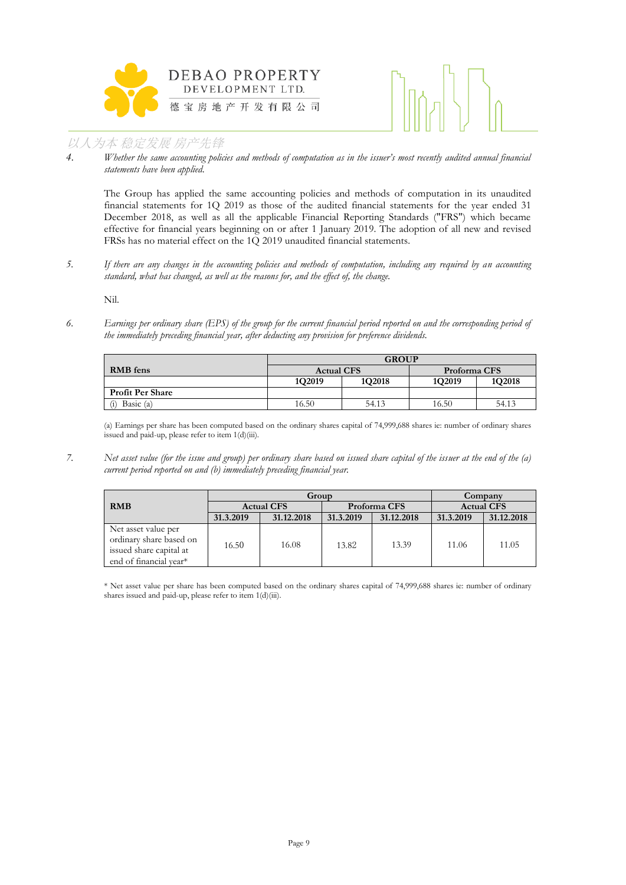4. *Whether the same accounting policies and methods of computation as in the issuer's most recently audited annual financial statements have been applied.*

   The Group has applied the same accounting policies and methods of computation in its unaudited financial statements for 1Q 2019 as those of the audited financial statements for the year ended 31 December 2018, as well as all the applicable Financial Reporting Standards ("FRS") which became effective for financial years beginning on or after 1 January 2019. The adoption of all new and revised FRSs has no material effect on the 1Q 2019 unaudited financial statements.

5. *If there are any changes in the accounting policies and methods of computation, including any required by an accounting standard, what has changed, as well as the reasons for, and the effect of, the change.*

   Nil.

6. *Earnings per ordinary share (EPS) of the group for the current financial period reported on and the corresponding period of the immediately preceding financial year, after deducting any provision for preference dividends.*

| RMB fens | GROUP | | | |
|---|---|---|---|---|
| | Actual CFS | | Proforma CFS | |
| | 1Q2019 | 1Q2018 | 1Q2019 | 1Q2018 |
| **Profit Per Share** | | | | |
| (i) Basic (a) | 16.50 | 54.13 | 16.50 | 54.13 |

(a) Earnings per share has been computed based on the ordinary shares capital of 74,999,688 shares ie: number of ordinary shares issued and paid-up, please refer to item 1(d)(iii).

7. *Net asset value (for the issue and group) per ordinary share based on issued share capital of the issuer at the end of the (a) current period reported on and (b) immediately preceding financial year.*

| RMB | Group | | | | Company | |
|---|---|---|---|---|---|---|
| | Actual CFS | | Proforma CFS | | Actual CFS | |
| | 31.3.2019 | 31.12.2018 | 31.3.2019 | 31.12.2018 | 31.3.2019 | 31.12.2018 |
| Net asset value per ordinary share based on issued share capital at end of financial year* | 16.50 | 16.08 | 13.82 | 13.39 | 11.06 | 11.05 |

\* Net asset value per share has been computed based on the ordinary shares capital of 74,999,688 shares ie: number of ordinary shares issued and paid-up, please refer to item 1(d)(iii).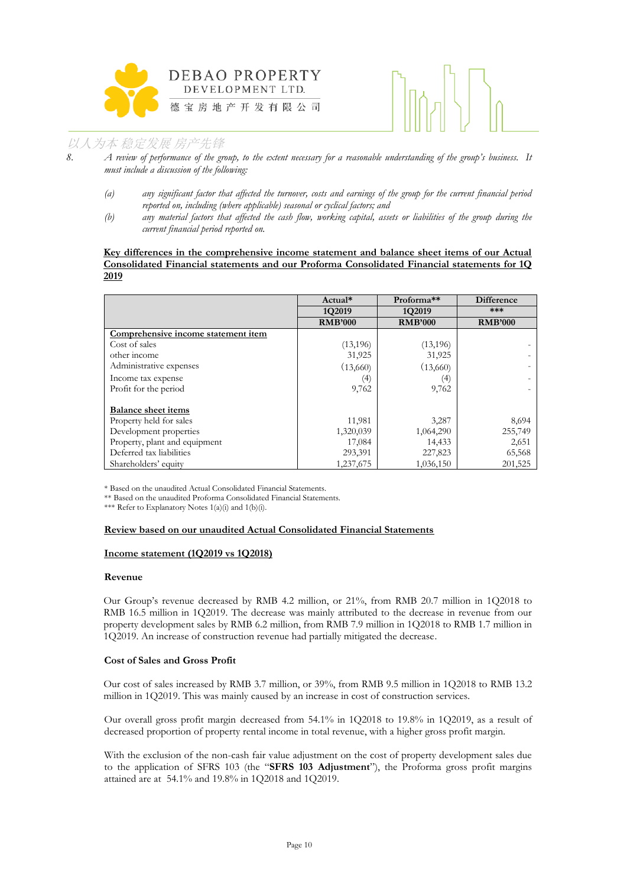8. *A review of performance of the group, to the extent necessary for a reasonable understanding of the group's business. It must include a discussion of the following:*

   *(a) any significant factor that affected the turnover, costs and earnings of the group for the current financial period reported on, including (where applicable) seasonal or cyclical factors; and*

   *(b) any material factors that affected the cash flow, working capital, assets or liabilities of the group during the current financial period reported on.*

**Key differences in the comprehensive income statement and balance sheet items of our Actual Consolidated Financial statements and our Proforma Consolidated Financial statements for 1Q 2019**

| | Actual* | Proforma** | Difference |
|---|---|---|---|
| | 1Q2019 | 1Q2019 | *** |
| | RMB'000 | RMB'000 | RMB'000 |
| **Comprehensive income statement item** | | | |
| Cost of sales | (13,196) | (13,196) | - |
| other income | 31,925 | 31,925 | - |
| Administrative expenses | (13,660) | (13,660) | - |
| Income tax expense | (4) | (4) | - |
| Profit for the period | 9,762 | 9,762 | - |
| | | | |
| **Balance sheet items** | | | |
| Property held for sales | 11,981 | 3,287 | 8,694 |
| Development properties | 1,320,039 | 1,064,290 | 255,749 |
| Property, plant and equipment | 17,084 | 14,433 | 2,651 |
| Deferred tax liabilities | 293,391 | 227,823 | 65,568 |
| Shareholders' equity | 1,237,675 | 1,036,150 | 201,525 |

\* Based on the unaudited Actual Consolidated Financial Statements.
\** Based on the unaudited Proforma Consolidated Financial Statements.
\*** Refer to Explanatory Notes 1(a)(i) and 1(b)(i).

**Review based on our unaudited Actual Consolidated Financial Statements**

**Income statement (1Q2019 vs 1Q2018)**

**Revenue**

Our Group's revenue decreased by RMB 4.2 million, or 21%, from RMB 20.7 million in 1Q2018 to RMB 16.5 million in 1Q2019. The decrease was mainly attributed to the decrease in revenue from our property development sales by RMB 6.2 million, from RMB 7.9 million in 1Q2018 to RMB 1.7 million in 1Q2019. An increase of construction revenue had partially mitigated the decrease.

**Cost of Sales and Gross Profit**

Our cost of sales increased by RMB 3.7 million, or 39%, from RMB 9.5 million in 1Q2018 to RMB 13.2 million in 1Q2019. This was mainly caused by an increase in cost of construction services.

Our overall gross profit margin decreased from 54.1% in 1Q2018 to 19.8% in 1Q2019, as a result of decreased proportion of property rental income in total revenue, with a higher gross profit margin.

With the exclusion of the non-cash fair value adjustment on the cost of property development sales due to the application of SFRS 103 (the "**SFRS 103 Adjustment**"), the Proforma gross profit margins attained are at 54.1% and 19.8% in 1Q2018 and 1Q2019.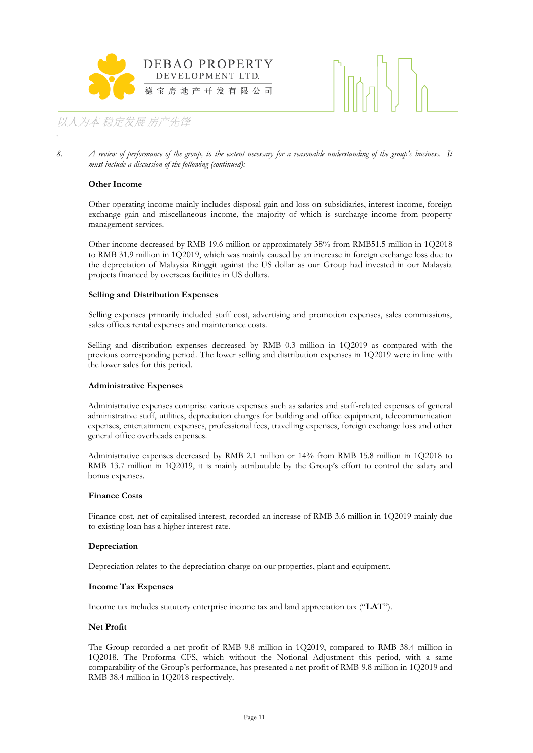8. *A review of performance of the group, to the extent necessary for a reasonable understanding of the group's business. It must include a discussion of the following (continued):*

**Other Income**

Other operating income mainly includes disposal gain and loss on subsidiaries, interest income, foreign exchange gain and miscellaneous income, the majority of which is surcharge income from property management services.

Other income decreased by RMB 19.6 million or approximately 38% from RMB51.5 million in 1Q2018 to RMB 31.9 million in 1Q2019, which was mainly caused by an increase in foreign exchange loss due to the depreciation of Malaysia Ringgit against the US dollar as our Group had invested in our Malaysia projects financed by overseas facilities in US dollars.

**Selling and Distribution Expenses**

Selling expenses primarily included staff cost, advertising and promotion expenses, sales commissions, sales offices rental expenses and maintenance costs.

Selling and distribution expenses decreased by RMB 0.3 million in 1Q2019 as compared with the previous corresponding period. The lower selling and distribution expenses in 1Q2019 were in line with the lower sales for this period.

**Administrative Expenses**

Administrative expenses comprise various expenses such as salaries and staff-related expenses of general administrative staff, utilities, depreciation charges for building and office equipment, telecommunication expenses, entertainment expenses, professional fees, travelling expenses, foreign exchange loss and other general office overheads expenses.

Administrative expenses decreased by RMB 2.1 million or 14% from RMB 15.8 million in 1Q2018 to RMB 13.7 million in 1Q2019, it is mainly attributable by the Group's effort to control the salary and bonus expenses.

**Finance Costs**

Finance cost, net of capitalised interest, recorded an increase of RMB 3.6 million in 1Q2019 mainly due to existing loan has a higher interest rate.

**Depreciation**

Depreciation relates to the depreciation charge on our properties, plant and equipment.

**Income Tax Expenses**

Income tax includes statutory enterprise income tax and land appreciation tax ("**LAT**").

**Net Profit**

The Group recorded a net profit of RMB 9.8 million in 1Q2019, compared to RMB 38.4 million in 1Q2018. The Proforma CFS, which without the Notional Adjustment this period, with a same comparability of the Group's performance, has presented a net profit of RMB 9.8 million in 1Q2019 and RMB 38.4 million in 1Q2018 respectively.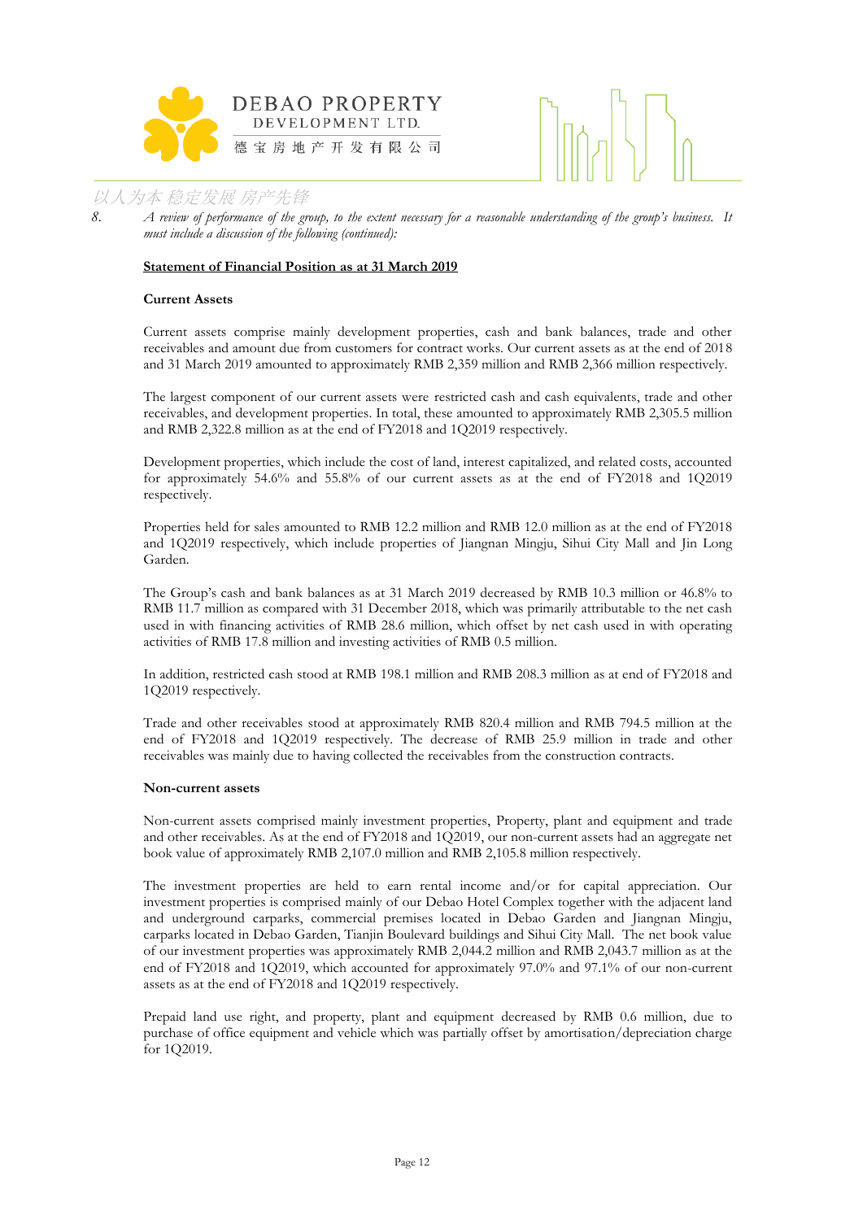8. *A review of performance of the group, to the extent necessary for a reasonable understanding of the group's business. It must include a discussion of the following (continued):*

**Statement of Financial Position as at 31 March 2019**

**Current Assets**

Current assets comprise mainly development properties, cash and bank balances, trade and other receivables and amount due from customers for contract works. Our current assets as at the end of 2018 and 31 March 2019 amounted to approximately RMB 2,359 million and RMB 2,366 million respectively.

The largest component of our current assets were restricted cash and cash equivalents, trade and other receivables, and development properties. In total, these amounted to approximately RMB 2,305.5 million and RMB 2,322.8 million as at the end of FY2018 and 1Q2019 respectively.

Development properties, which include the cost of land, interest capitalized, and related costs, accounted for approximately 54.6% and 55.8% of our current assets as at the end of FY2018 and 1Q2019 respectively.

Properties held for sales amounted to RMB 12.2 million and RMB 12.0 million as at the end of FY2018 and 1Q2019 respectively, which include properties of Jiangnan Mingju, Sihui City Mall and Jin Long Garden.

The Group's cash and bank balances as at 31 March 2019 decreased by RMB 10.3 million or 46.8% to RMB 11.7 million as compared with 31 December 2018, which was primarily attributable to the net cash used in with financing activities of RMB 28.6 million, which offset by net cash used in with operating activities of RMB 17.8 million and investing activities of RMB 0.5 million.

In addition, restricted cash stood at RMB 198.1 million and RMB 208.3 million as at end of FY2018 and 1Q2019 respectively.

Trade and other receivables stood at approximately RMB 820.4 million and RMB 794.5 million at the end of FY2018 and 1Q2019 respectively. The decrease of RMB 25.9 million in trade and other receivables was mainly due to having collected the receivables from the construction contracts.

**Non-current assets**

Non-current assets comprised mainly investment properties, Property, plant and equipment and trade and other receivables. As at the end of FY2018 and 1Q2019, our non-current assets had an aggregate net book value of approximately RMB 2,107.0 million and RMB 2,105.8 million respectively.

The investment properties are held to earn rental income and/or for capital appreciation. Our investment properties is comprised mainly of our Debao Hotel Complex together with the adjacent land and underground carparks, commercial premises located in Debao Garden and Jiangnan Mingju, carparks located in Debao Garden, Tianjin Boulevard buildings and Sihui City Mall. The net book value of our investment properties was approximately RMB 2,044.2 million and RMB 2,043.7 million as at the end of FY2018 and 1Q2019, which accounted for approximately 97.0% and 97.1% of our non-current assets as at the end of FY2018 and 1Q2019 respectively.

Prepaid land use right, and property, plant and equipment decreased by RMB 0.6 million, due to purchase of office equipment and vehicle which was partially offset by amortisation/depreciation charge for 1Q2019.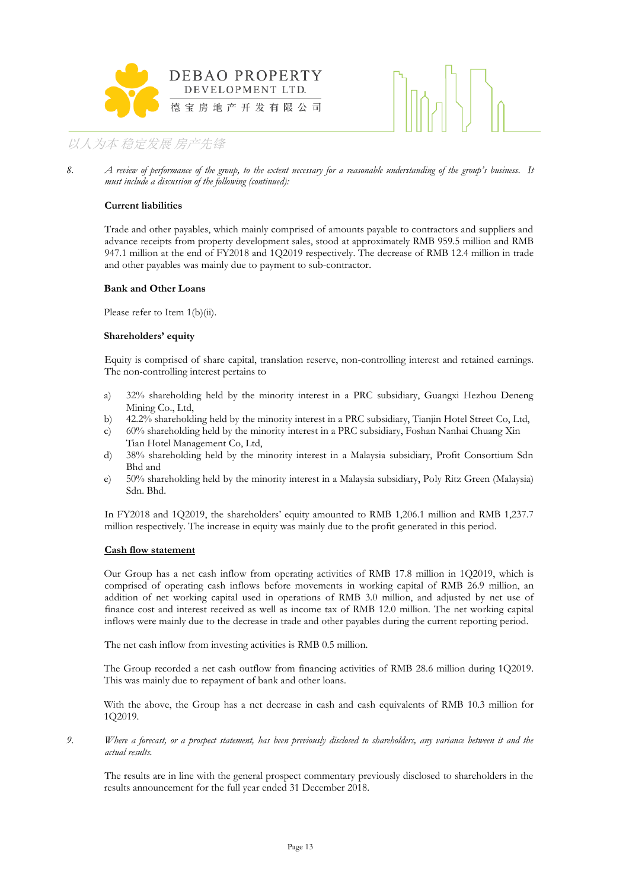8. *A review of performance of the group, to the extent necessary for a reasonable understanding of the group's business. It must include a discussion of the following (continued):*

**Current liabilities**

Trade and other payables, which mainly comprised of amounts payable to contractors and suppliers and advance receipts from property development sales, stood at approximately RMB 959.5 million and RMB 947.1 million at the end of FY2018 and 1Q2019 respectively. The decrease of RMB 12.4 million in trade and other payables was mainly due to payment to sub-contractor.

**Bank and Other Loans**

Please refer to Item 1(b)(ii).

**Shareholders' equity**

Equity is comprised of share capital, translation reserve, non-controlling interest and retained earnings. The non-controlling interest pertains to

a) 32% shareholding held by the minority interest in a PRC subsidiary, Guangxi Hezhou Deneng Mining Co., Ltd,
b) 42.2% shareholding held by the minority interest in a PRC subsidiary, Tianjin Hotel Street Co, Ltd,
c) 60% shareholding held by the minority interest in a PRC subsidiary, Foshan Nanhai Chuang Xin Tian Hotel Management Co, Ltd,
d) 38% shareholding held by the minority interest in a Malaysia subsidiary, Profit Consortium Sdn Bhd and
e) 50% shareholding held by the minority interest in a Malaysia subsidiary, Poly Ritz Green (Malaysia) Sdn. Bhd.

In FY2018 and 1Q2019, the shareholders' equity amounted to RMB 1,206.1 million and RMB 1,237.7 million respectively. The increase in equity was mainly due to the profit generated in this period.

**Cash flow statement**

Our Group has a net cash inflow from operating activities of RMB 17.8 million in 1Q2019, which is comprised of operating cash inflows before movements in working capital of RMB 26.9 million, an addition of net working capital used in operations of RMB 3.0 million, and adjusted by net use of finance cost and interest received as well as income tax of RMB 12.0 million. The net working capital inflows were mainly due to the decrease in trade and other payables during the current reporting period.

The net cash inflow from investing activities is RMB 0.5 million.

The Group recorded a net cash outflow from financing activities of RMB 28.6 million during 1Q2019. This was mainly due to repayment of bank and other loans.

With the above, the Group has a net decrease in cash and cash equivalents of RMB 10.3 million for 1Q2019.

9. *Where a forecast, or a prospect statement, has been previously disclosed to shareholders, any variance between it and the actual results.*

The results are in line with the general prospect commentary previously disclosed to shareholders in the results announcement for the full year ended 31 December 2018.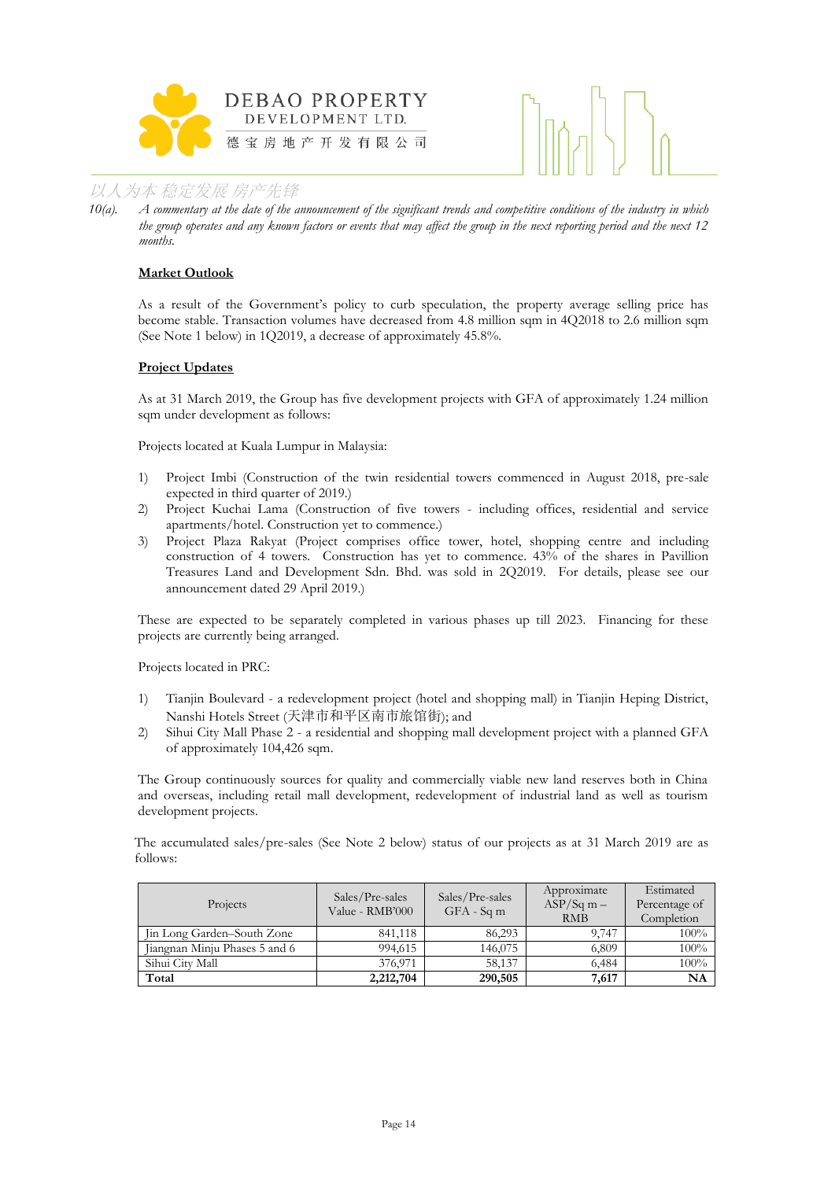10(a). *A commentary at the date of the announcement of the significant trends and competitive conditions of the industry in which the group operates and any known factors or events that may affect the group in the next reporting period and the next 12 months.*

**Market Outlook**

As a result of the Government's policy to curb speculation, the property average selling price has become stable. Transaction volumes have decreased from 4.8 million sqm in 4Q2018 to 2.6 million sqm (See Note 1 below) in 1Q2019, a decrease of approximately 45.8%.

**Project Updates**

As at 31 March 2019, the Group has five development projects with GFA of approximately 1.24 million sqm under development as follows:

Projects located at Kuala Lumpur in Malaysia:

1) Project Imbi (Construction of the twin residential towers commenced in August 2018, pre-sale expected in third quarter of 2019.)
2) Project Kuchai Lama (Construction of five towers - including offices, residential and service apartments/hotel. Construction yet to commence.)
3) Project Plaza Rakyat (Project comprises office tower, hotel, shopping centre and including construction of 4 towers. Construction has yet to commence. 43% of the shares in Pavillion Treasures Land and Development Sdn. Bhd. was sold in 2Q2019. For details, please see our announcement dated 29 April 2019.)

These are expected to be separately completed in various phases up till 2023. Financing for these projects are currently being arranged.

Projects located in PRC:

1) Tianjin Boulevard - a redevelopment project (hotel and shopping mall) in Tianjin Heping District, Nanshi Hotels Street (天津市和平区南市旅馆街); and
2) Sihui City Mall Phase 2 - a residential and shopping mall development project with a planned GFA of approximately 104,426 sqm.

The Group continuously sources for quality and commercially viable new land reserves both in China and overseas, including retail mall development, redevelopment of industrial land as well as tourism development projects.

The accumulated sales/pre-sales (See Note 2 below) status of our projects as at 31 March 2019 are as follows:

| Projects | Sales/Pre-sales Value - RMB'000 | Sales/Pre-sales GFA - Sq m | Approximate ASP/Sq m – RMB | Estimated Percentage of Completion |
|---|---|---|---|---|
| Jin Long Garden–South Zone | 841,118 | 86,293 | 9,747 | 100% |
| Jiangnan Minju Phases 5 and 6 | 994,615 | 146,075 | 6,809 | 100% |
| Sihui City Mall | 376,971 | 58,137 | 6,484 | 100% |
| **Total** | **2,212,704** | **290,505** | **7,617** | **NA** |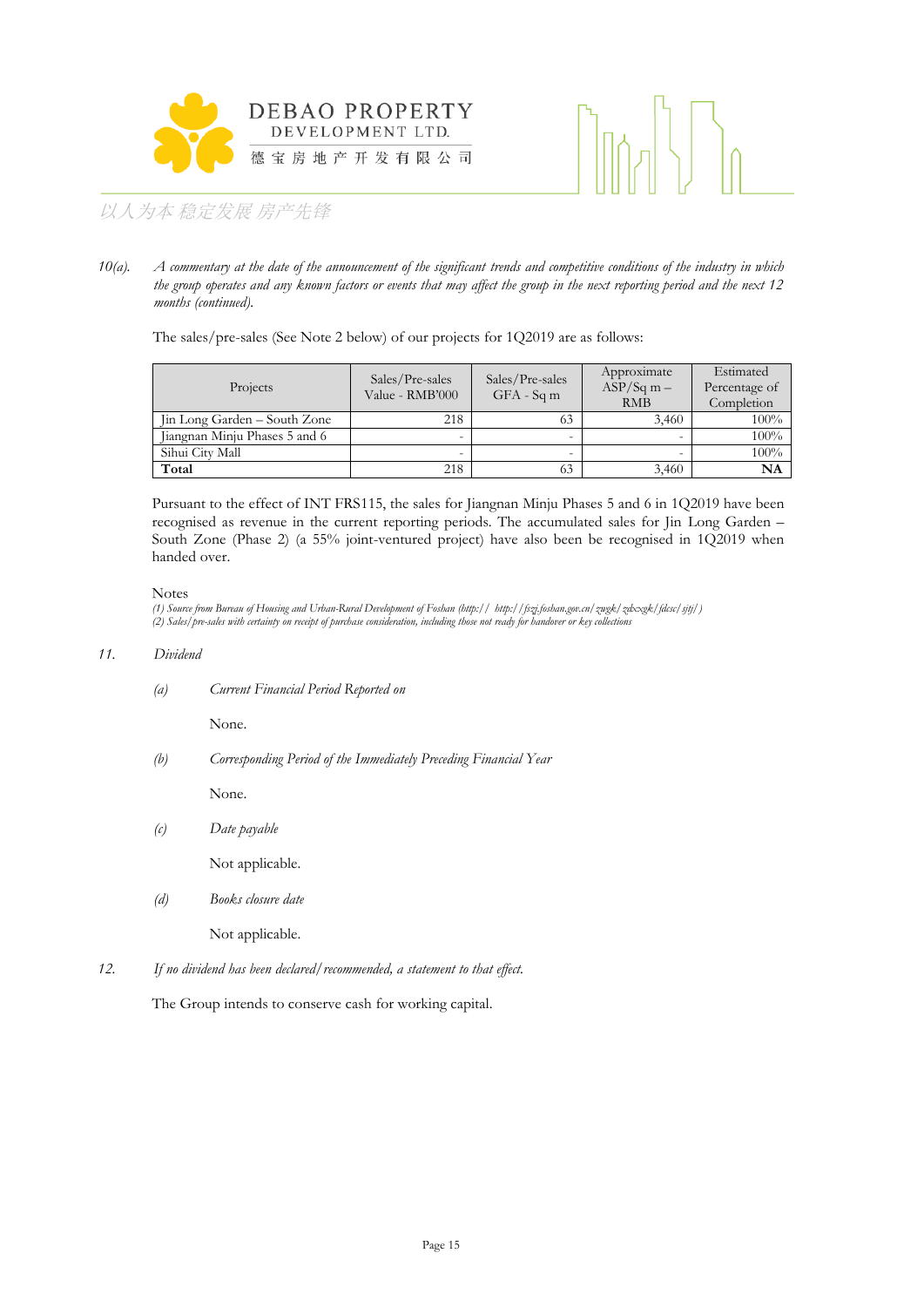*10(a). A commentary at the date of the announcement of the significant trends and competitive conditions of the industry in which the group operates and any known factors or events that may affect the group in the next reporting period and the next 12 months (continued).*

The sales/pre-sales (See Note 2 below) of our projects for 1Q2019 are as follows:

| Projects | Sales/Pre-sales Value - RMB'000 | Sales/Pre-sales GFA - Sq m | Approximate ASP/Sq m – RMB | Estimated Percentage of Completion |
|---|---|---|---|---|
| Jin Long Garden – South Zone | 218 | 63 | 3,460 | 100% |
| Jiangnan Minju Phases 5 and 6 | - | - | - | 100% |
| Sihui City Mall | - | - | - | 100% |
| **Total** | 218 | 63 | 3,460 | **NA** |

Pursuant to the effect of INT FRS115, the sales for Jiangnan Minju Phases 5 and 6 in 1Q2019 have been recognised as revenue in the current reporting periods. The accumulated sales for Jin Long Garden – South Zone (Phase 2) (a 55% joint-ventured project) have also been be recognised in 1Q2019 when handed over.

Notes

*(1) Source from Bureau of Housing and Urban-Rural Development of Foshan (http:// http://fszj.foshan.gov.cn/zwgk/zdxxgk/fdcsc/sjtj/)*
*(2) Sales/pre-sales with certainty on receipt of purchase consideration, including those not ready for handover or key collections*

*11. Dividend*

*(a) Current Financial Period Reported on*

None.

*(b) Corresponding Period of the Immediately Preceding Financial Year*

None.

*(c) Date payable*

Not applicable.

*(d) Books closure date*

Not applicable.

*12. If no dividend has been declared/recommended, a statement to that effect.*

The Group intends to conserve cash for working capital.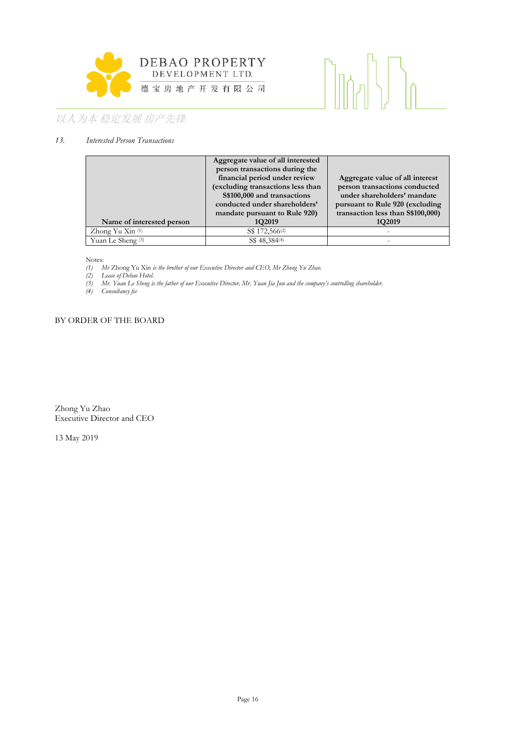*13. Interested Person Transactions*

| Name of interested person | Aggregate value of all interested person transactions during the financial period under review (excluding transactions less than S$100,000 and transactions conducted under shareholders' mandate pursuant to Rule 920) 1Q2019 | Aggregate value of all interest person transactions conducted under shareholders' mandate pursuant to Rule 920 (excluding transaction less than S$100,000) 1Q2019 |
|---|---|---|
| Zhong Yu Xin (1) | S$ 172,566(2) | - |
| Yuan Le Sheng (3) | S$ 48,384(4) | - |

Notes:
(1) Mr Zhong Yu Xin *is the brother of our Executive Director and CEO, Mr Zhong Yu Zhao.*
(2) *Lease of Debao Hotel.*
(3) *Mr. Yuan Le Sheng is the father of our Executive Director, Mr. Yuan Jia Jun and the company's controlling shareholder.*
(4) *Consultancy fee*

BY ORDER OF THE BOARD

Zhong Yu Zhao
Executive Director and CEO

13 May 2019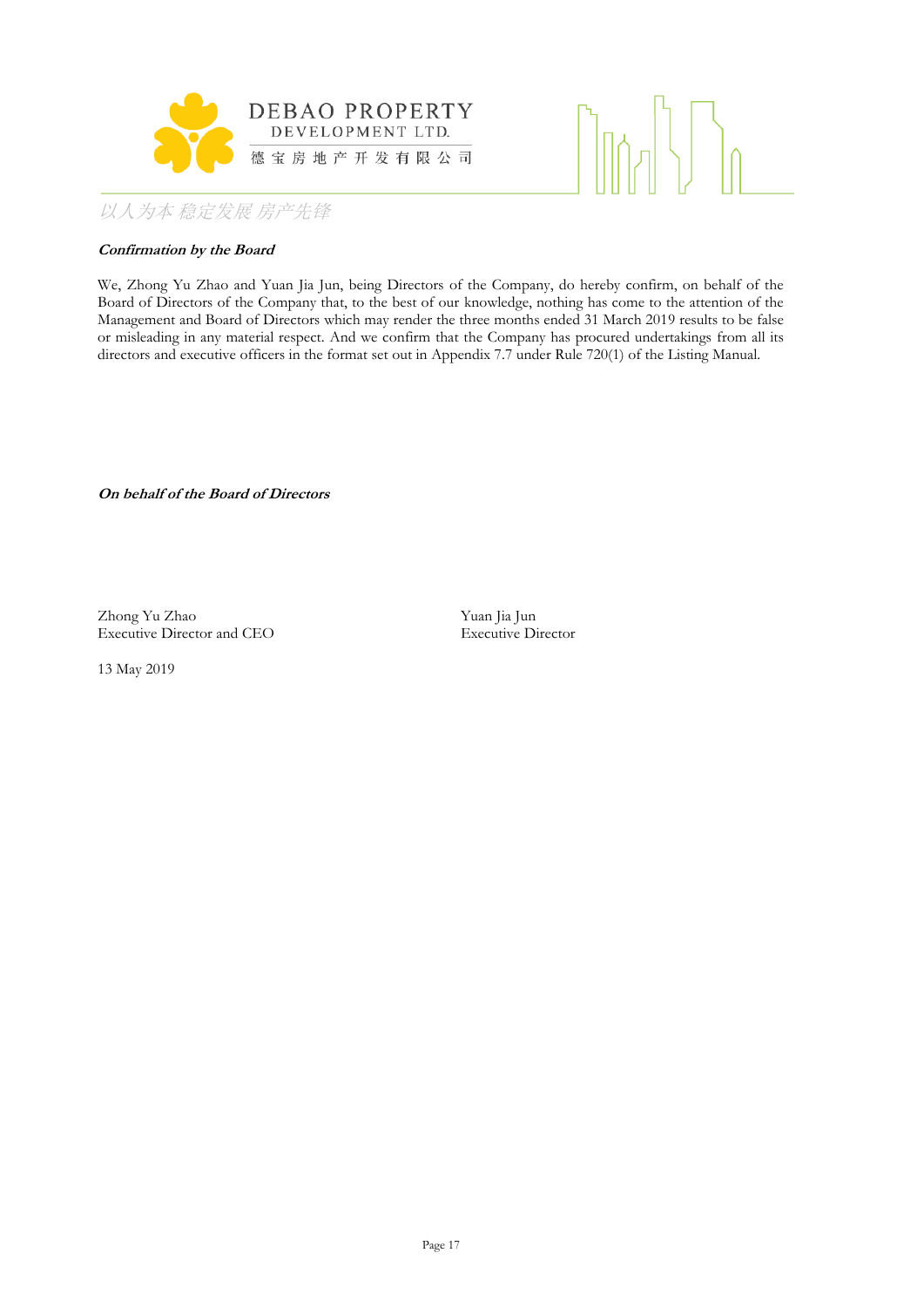***Confirmation by the Board***

We, Zhong Yu Zhao and Yuan Jia Jun, being Directors of the Company, do hereby confirm, on behalf of the Board of Directors of the Company that, to the best of our knowledge, nothing has come to the attention of the Management and Board of Directors which may render the three months ended 31 March 2019 results to be false or misleading in any material respect. And we confirm that the Company has procured undertakings from all its directors and executive officers in the format set out in Appendix 7.7 under Rule 720(1) of the Listing Manual.

***On behalf of the Board of Directors***

Zhong Yu Zhao
Executive Director and CEO

Yuan Jia Jun
Executive Director

13 May 2019